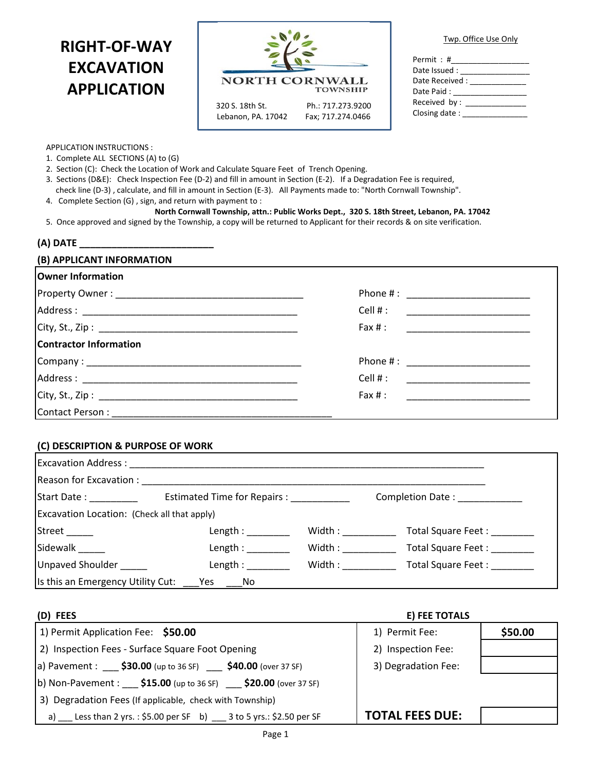# RIGHT-OF-WAY EXCAVATION APPLICATION

NORTH CORNWALL TOWNSHIP

320 S. 18th St.
Lebanon, PA. 17042

Ph.: 717.273.9200
Fax; 717.274.0466

Twp. Office Use Only

Permit : #_________________
Date Issued : ________________
Date Received : _____________
Date Paid : _________________
Received by : ______________
Closing date : _______________

APPLICATION INSTRUCTIONS :

1. Complete ALL SECTIONS (A) to (G)
2. Section (C): Check the Location of Work and Calculate Square Feet of Trench Opening.
3. Sections (D&E): Check Inspection Fee (D-2) and fill in amount in Section (E-2). If a Degradation Fee is required, check line (D-3) , calculate, and fill in amount in Section (E-3). All Payments made to: "North Cornwall Township".
4. Complete Section (G) , sign, and return with payment to :

   **North Cornwall Township, attn.: Public Works Dept., 320 S. 18th Street, Lebanon, PA. 17042**
5. Once approved and signed by the Township, a copy will be returned to Applicant for their records & on site verification.

## (A) DATE ________________________

## (B) APPLICANT INFORMATION

**Owner Information**

| | |
|---|---|
| Property Owner : ___________________________________ | Phone # : _______________________ |
| Address : _________________________________________ | Cell # : _______________________ |
| City, St., Zip : ______________________________________ | Fax # : _______________________ |

**Contractor Information**

| | |
|---|---|
| Company : ________________________________________ | Phone # : _______________________ |
| Address : _________________________________________ | Cell # : _______________________ |
| City, St., Zip : ______________________________________ | Fax # : _______________________ |
| Contact Person : ___________________________________________ | |

## (C) DESCRIPTION & PURPOSE OF WORK

Excavation Address : ___________________________________________________________________

Reason for Excavation : _________________________________________________________________

Start Date : _________ Estimated Time for Repairs : ___________ Completion Date : ____________

Excavation Location: (Check all that apply)

| | | | |
|---|---|---|---|
| Street _____ | Length : ________ | Width : __________ | Total Square Feet : ________ |
| Sidewalk _____ | Length : ________ | Width : __________ | Total Square Feet : ________ |
| Unpaved Shoulder _____ | Length : ________ | Width : __________ | Total Square Feet : ________ |

Is this an Emergency Utility Cut: ___Yes ___No

| (D) FEES | E) FEE TOTALS | |
|---|---|---|
| 1) Permit Application Fee: **$50.00** | 1) Permit Fee: | **$50.00** |
| 2) Inspection Fees - Surface Square Foot Opening | 2) Inspection Fee: | |
| a) Pavement : ___ **$30.00** (up to 36 SF) ___ **$40.00** (over 37 SF) | 3) Degradation Fee: | |
| b) Non-Pavement : ___ **$15.00** (up to 36 SF) ___ **$20.00** (over 37 SF) | | |
| 3) Degradation Fees (If applicable, check with Township) | | |
| a) ___ Less than 2 yrs. : $5.00 per SF b) ___ 3 to 5 yrs.: $2.50 per SF | **TOTAL FEES DUE:** | |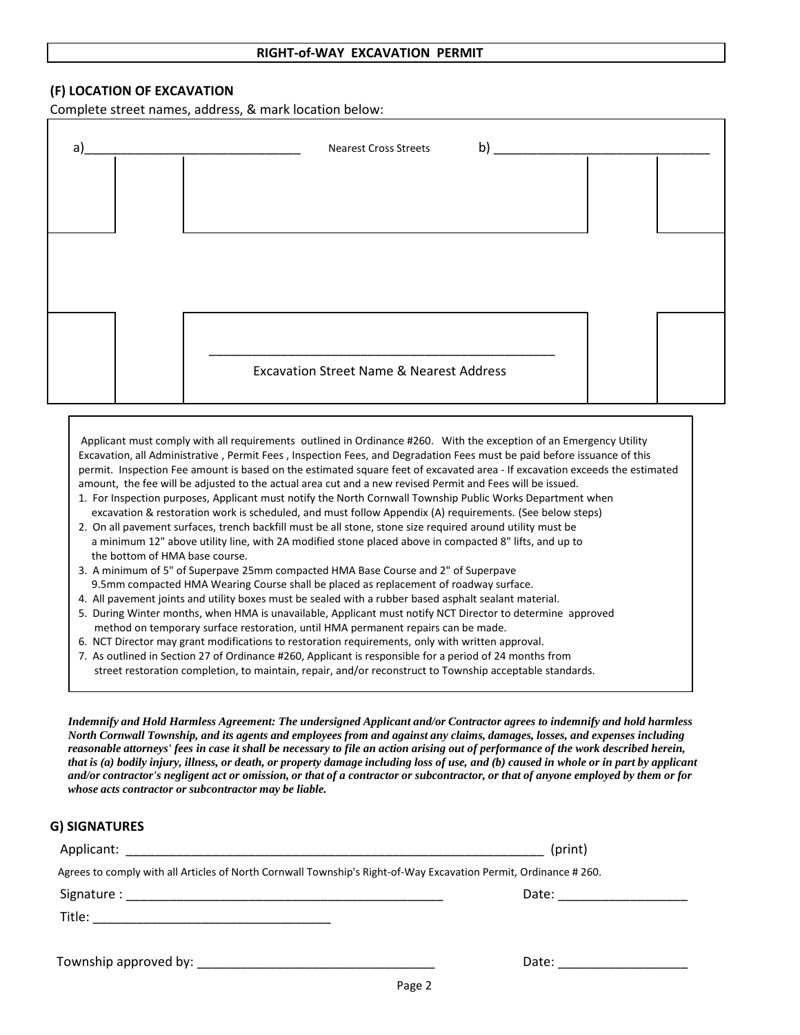## RIGHT-of-WAY EXCAVATION PERMIT

### (F) LOCATION OF EXCAVATION

Complete street names, address, & mark location below:

a)______________________________ Nearest Cross Streets b) ______________________________

__________________________________________________

Excavation Street Name & Nearest Address

Applicant must comply with all requirements outlined in Ordinance #260. With the exception of an Emergency Utility Excavation, all Administrative , Permit Fees , Inspection Fees, and Degradation Fees must be paid before issuance of this permit. Inspection Fee amount is based on the estimated square feet of excavated area - If excavation exceeds the estimated amount, the fee will be adjusted to the actual area cut and a new revised Permit and Fees will be issued.

1. For Inspection purposes, Applicant must notify the North Cornwall Township Public Works Department when excavation & restoration work is scheduled, and must follow Appendix (A) requirements. (See below steps)
2. On all pavement surfaces, trench backfill must be all stone, stone size required around utility must be a minimum 12" above utility line, with 2A modified stone placed above in compacted 8" lifts, and up to the bottom of HMA base course.
3. A minimum of 5" of Superpave 25mm compacted HMA Base Course and 2" of Superpave 9.5mm compacted HMA Wearing Course shall be placed as replacement of roadway surface.
4. All pavement joints and utility boxes must be sealed with a rubber based asphalt sealant material.
5. During Winter months, when HMA is unavailable, Applicant must notify NCT Director to determine approved method on temporary surface restoration, until HMA permanent repairs can be made.
6. NCT Director may grant modifications to restoration requirements, only with written approval.
7. As outlined in Section 27 of Ordinance #260, Applicant is responsible for a period of 24 months from street restoration completion, to maintain, repair, and/or reconstruct to Township acceptable standards.

***Indemnify and Hold Harmless Agreement: The undersigned Applicant and/or Contractor agrees to indemnify and hold harmless North Cornwall Township, and its agents and employees from and against any claims, damages, losses, and expenses including reasonable attorneys' fees in case it shall be necessary to file an action arising out of performance of the work described herein, that is (a) bodily injury, illness, or death, or property damage including loss of use, and (b) caused in whole or in part by applicant and/or contractor's negligent act or omission, or that of a contractor or subcontractor, or that of anyone employed by them or for whose acts contractor or subcontractor may be liable.***

### G) SIGNATURES

Applicant: ____________________________________________________________ (print)

Agrees to comply with all Articles of North Cornwall Township's Right-of-Way Excavation Permit, Ordinance # 260.

Signature : ______________________________________________ Date: __________________

Title: __________________________________

Township approved by: _________________________________ Date: __________________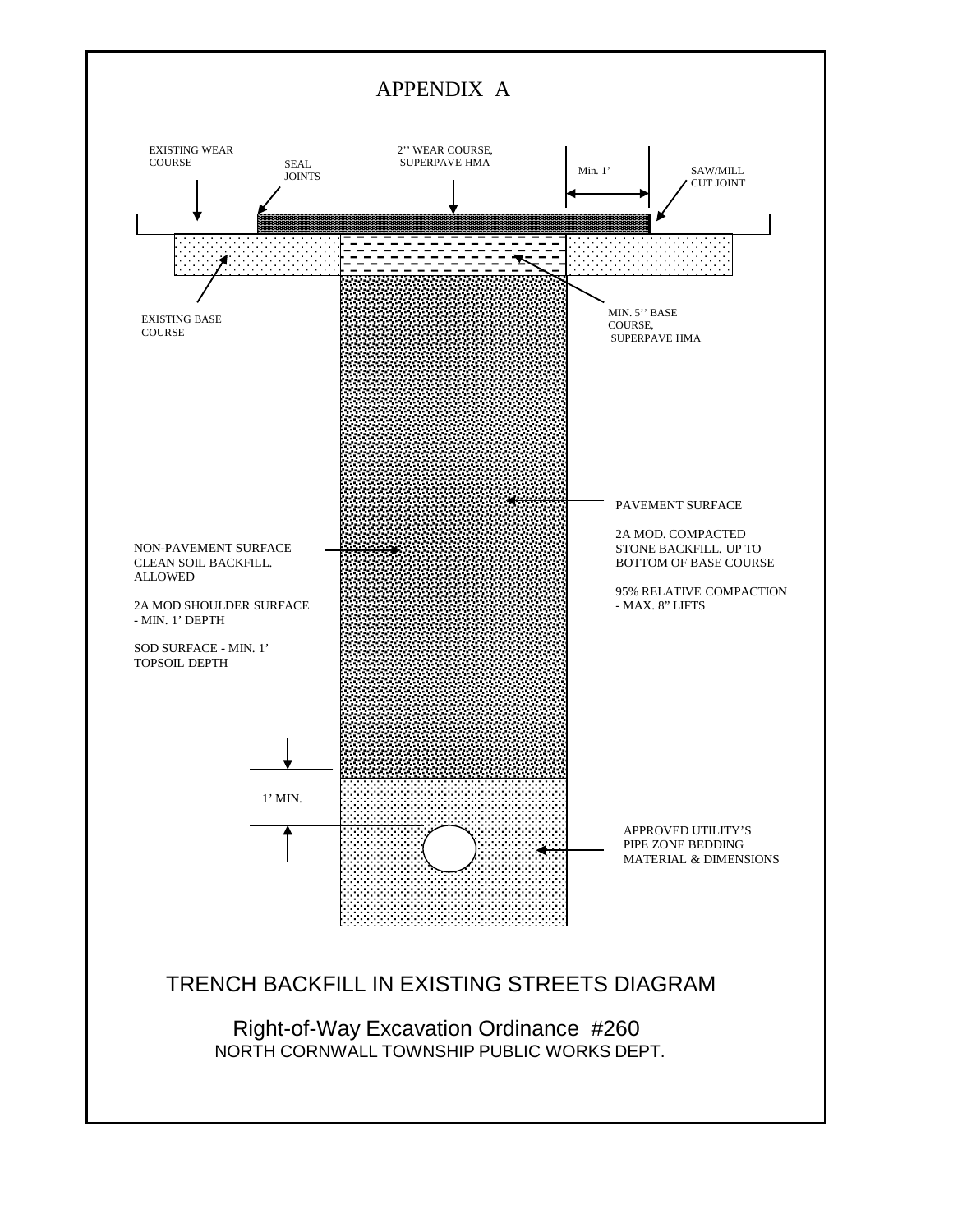# APPENDIX A

EXISTING WEAR COURSE

SEAL JOINTS

2'' WEAR COURSE, SUPERPAVE HMA

Min. 1'

SAW/MILL CUT JOINT

EXISTING BASE COURSE

MIN. 5'' BASE COURSE, SUPERPAVE HMA

PAVEMENT SURFACE

2A MOD. COMPACTED STONE BACKFILL. UP TO BOTTOM OF BASE COURSE

95% RELATIVE COMPACTION - MAX. 8" LIFTS

NON-PAVEMENT SURFACE CLEAN SOIL BACKFILL. ALLOWED

2A MOD SHOULDER SURFACE - MIN. 1' DEPTH

SOD SURFACE - MIN. 1' TOPSOIL DEPTH

1' MIN.

APPROVED UTILITY'S PIPE ZONE BEDDING MATERIAL & DIMENSIONS

## TRENCH BACKFILL IN EXISTING STREETS DIAGRAM

Right-of-Way Excavation Ordinance #260

NORTH CORNWALL TOWNSHIP PUBLIC WORKS DEPT.